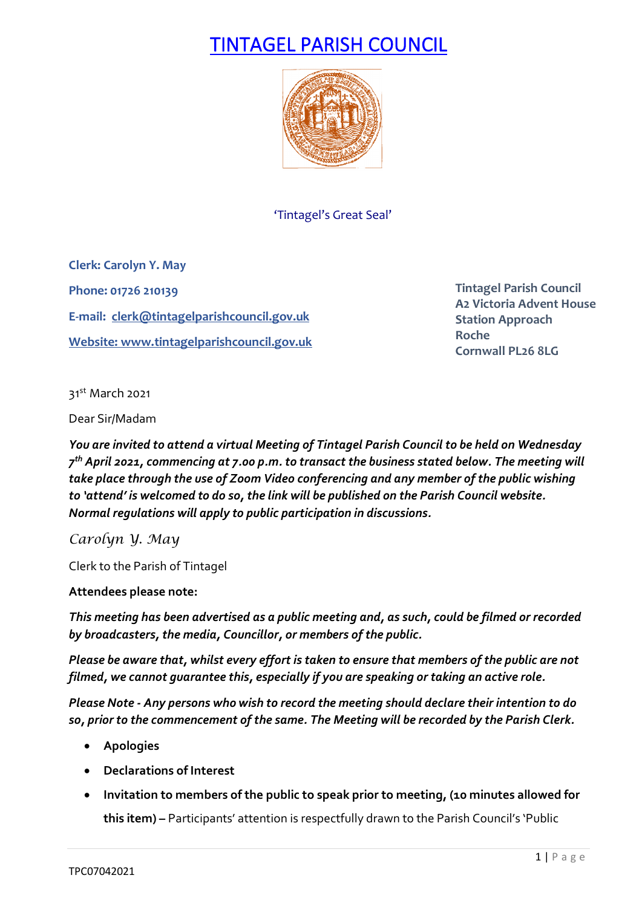# TINTAGEL PARISH COUNCIL

'Tintagel's Great Seal'

**Clerk: Carolyn Y. May**

**Phone: 01726 210139**

**E-mail: clerk@tintagelparishcouncil.gov.uk**

**Website: www.tintagelparishcouncil.gov.uk**

**Tintagel Parish Council**
**A2 Victoria Advent House**
**Station Approach**
**Roche**
**Cornwall PL26 8LG**

31st March 2021

Dear Sir/Madam

***You are invited to attend a virtual Meeting of Tintagel Parish Council to be held on Wednesday 7th April 2021, commencing at 7.00 p.m. to transact the business stated below. The meeting will take place through the use of Zoom Video conferencing and any member of the public wishing to 'attend' is welcomed to do so, the link will be published on the Parish Council website. Normal regulations will apply to public participation in discussions.***

*Carolyn Y. May*

Clerk to the Parish of Tintagel

**Attendees please note:**

***This meeting has been advertised as a public meeting and, as such, could be filmed or recorded by broadcasters, the media, Councillor, or members of the public.***

***Please be aware that, whilst every effort is taken to ensure that members of the public are not filmed, we cannot guarantee this, especially if you are speaking or taking an active role.***

***Please Note - Any persons who wish to record the meeting should declare their intention to do so, prior to the commencement of the same. The Meeting will be recorded by the Parish Clerk.***

- **Apologies**
- **Declarations of Interest**
- **Invitation to members of the public to speak prior to meeting, (10 minutes allowed for this item) –** Participants' attention is respectfully drawn to the Parish Council's 'Public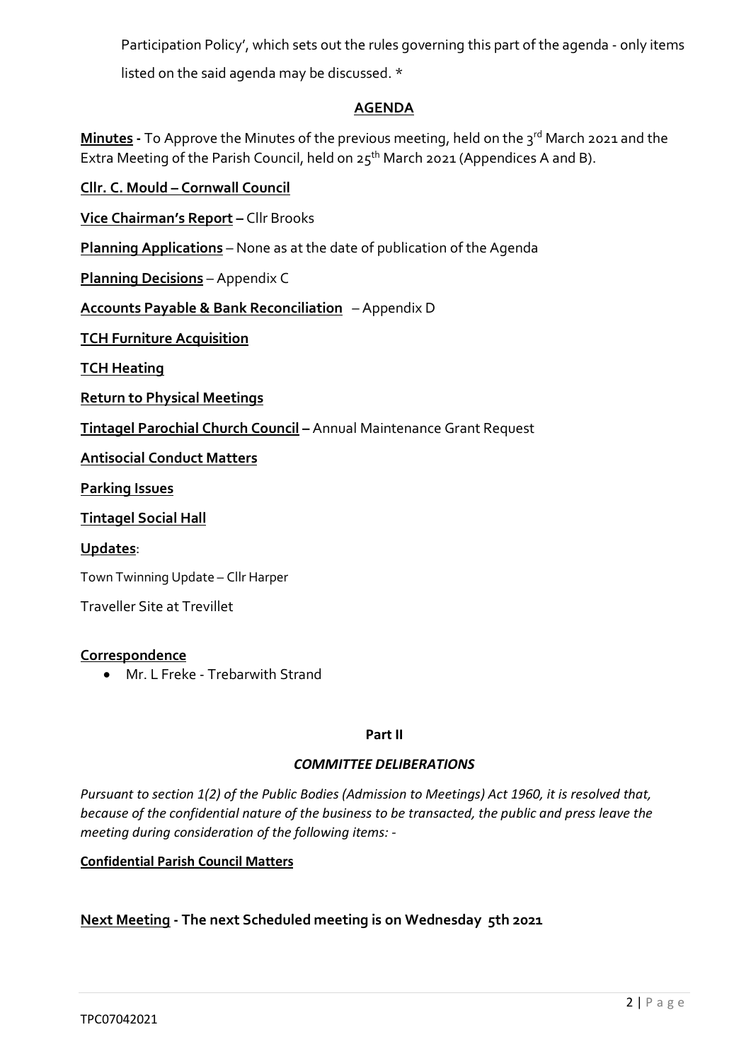Participation Policy', which sets out the rules governing this part of the agenda - only items listed on the said agenda may be discussed. *

## AGENDA

**Minutes** - To Approve the Minutes of the previous meeting, held on the 3rd March 2021 and the Extra Meeting of the Parish Council, held on 25th March 2021 (Appendices A and B).

**Cllr. C. Mould – Cornwall Council**

**Vice Chairman's Report** – Cllr Brooks

**Planning Applications** – None as at the date of publication of the Agenda

**Planning Decisions** – Appendix C

**Accounts Payable & Bank Reconciliation** – Appendix D

**TCH Furniture Acquisition**

**TCH Heating**

**Return to Physical Meetings**

**Tintagel Parochial Church Council** – Annual Maintenance Grant Request

**Antisocial Conduct Matters**

**Parking Issues**

**Tintagel Social Hall**

**Updates**:

Town Twinning Update – Cllr Harper

Traveller Site at Trevillet

**Correspondence**

- Mr. L Freke - Trebarwith Strand

**Part II**

***COMMITTEE DELIBERATIONS***

*Pursuant to section 1(2) of the Public Bodies (Admission to Meetings) Act 1960, it is resolved that, because of the confidential nature of the business to be transacted, the public and press leave the meeting during consideration of the following items: -*

**Confidential Parish Council Matters**

**Next Meeting - The next Scheduled meeting is on Wednesday 5th 2021**

TPC07042021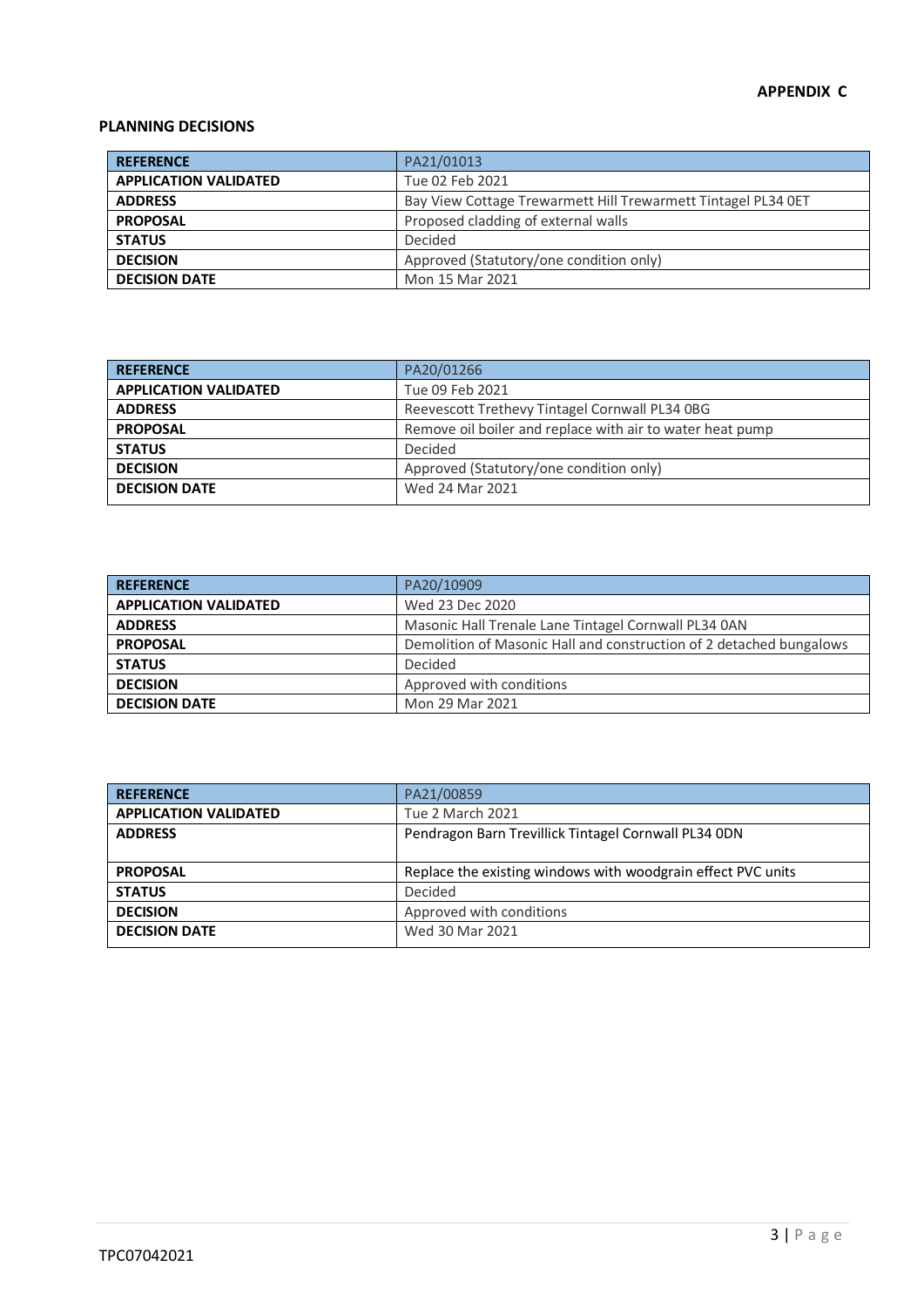**APPENDIX C**

**PLANNING DECISIONS**

| **REFERENCE** | PA21/01013 |
|---|---|
| **APPLICATION VALIDATED** | Tue 02 Feb 2021 |
| **ADDRESS** | Bay View Cottage Trewarmett Hill Trewarmett Tintagel PL34 0ET |
| **PROPOSAL** | Proposed cladding of external walls |
| **STATUS** | Decided |
| **DECISION** | Approved (Statutory/one condition only) |
| **DECISION DATE** | Mon 15 Mar 2021 |

| **REFERENCE** | PA20/01266 |
|---|---|
| **APPLICATION VALIDATED** | Tue 09 Feb 2021 |
| **ADDRESS** | Reevescott Trethevy Tintagel Cornwall PL34 0BG |
| **PROPOSAL** | Remove oil boiler and replace with air to water heat pump |
| **STATUS** | Decided |
| **DECISION** | Approved (Statutory/one condition only) |
| **DECISION DATE** | Wed 24 Mar 2021 |

| **REFERENCE** | PA20/10909 |
|---|---|
| **APPLICATION VALIDATED** | Wed 23 Dec 2020 |
| **ADDRESS** | Masonic Hall Trenale Lane Tintagel Cornwall PL34 0AN |
| **PROPOSAL** | Demolition of Masonic Hall and construction of 2 detached bungalows |
| **STATUS** | Decided |
| **DECISION** | Approved with conditions |
| **DECISION DATE** | Mon 29 Mar 2021 |

| **REFERENCE** | PA21/00859 |
|---|---|
| **APPLICATION VALIDATED** | Tue 2 March 2021 |
| **ADDRESS** | Pendragon Barn Trevillick Tintagel Cornwall PL34 0DN |
| **PROPOSAL** | Replace the existing windows with woodgrain effect PVC units |
| **STATUS** | Decided |
| **DECISION** | Approved with conditions |
| **DECISION DATE** | Wed 30 Mar 2021 |

TPC07042021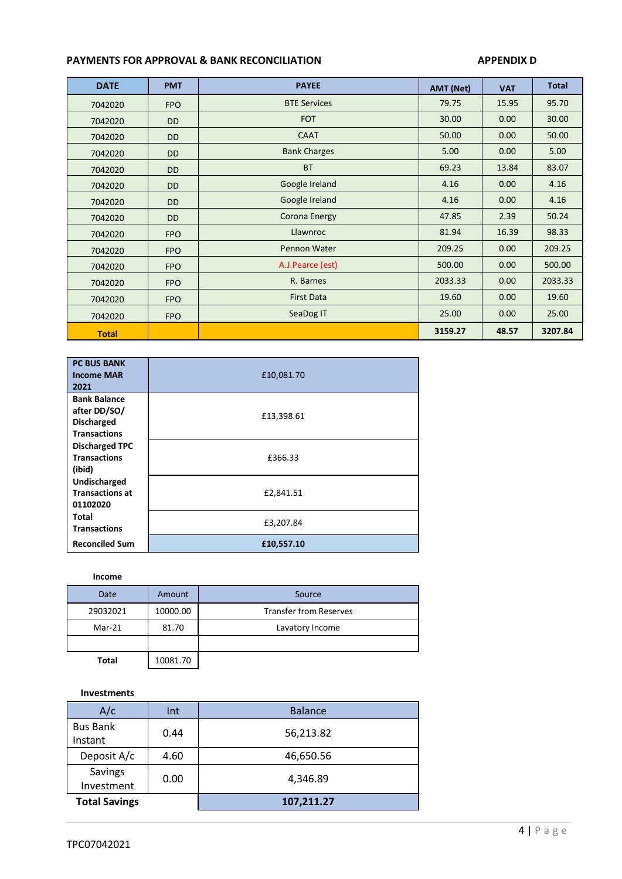**PAYMENTS FOR APPROVAL & BANK RECONCILIATION** **APPENDIX D**

| DATE | PMT | PAYEE | AMT (Net) | VAT | Total |
|---|---|---|---|---|---|
| 7042020 | FPO | BTE Services | 79.75 | 15.95 | 95.70 |
| 7042020 | DD | FOT | 30.00 | 0.00 | 30.00 |
| 7042020 | DD | CAAT | 50.00 | 0.00 | 50.00 |
| 7042020 | DD | Bank Charges | 5.00 | 0.00 | 5.00 |
| 7042020 | DD | BT | 69.23 | 13.84 | 83.07 |
| 7042020 | DD | Google Ireland | 4.16 | 0.00 | 4.16 |
| 7042020 | DD | Google Ireland | 4.16 | 0.00 | 4.16 |
| 7042020 | DD | Corona Energy | 47.85 | 2.39 | 50.24 |
| 7042020 | FPO | Llawnroc | 81.94 | 16.39 | 98.33 |
| 7042020 | FPO | Pennon Water | 209.25 | 0.00 | 209.25 |
| 7042020 | FPO | A.J.Pearce (est) | 500.00 | 0.00 | 500.00 |
| 7042020 | FPO | R. Barnes | 2033.33 | 0.00 | 2033.33 |
| 7042020 | FPO | First Data | 19.60 | 0.00 | 19.60 |
| 7042020 | FPO | SeaDog IT | 25.00 | 0.00 | 25.00 |
| **Total** | | | **3159.27** | **48.57** | **3207.84** |

| | |
|---|---|
| **PC BUS BANK Income MAR 2021** | £10,081.70 |
| **Bank Balance after DD/SO/ Discharged Transactions** | £13,398.61 |
| **Discharged TPC Transactions (ibid)** | £366.33 |
| **Undischarged Transactions at 01102020** | £2,841.51 |
| **Total Transactions** | £3,207.84 |
| **Reconciled Sum** | **£10,557.10** |

**Income**

| Date | Amount | Source |
|---|---|---|
| 29032021 | 10000.00 | Transfer from Reserves |
| Mar-21 | 81.70 | Lavatory Income |
| | | |
| **Total** | 10081.70 | |

**Investments**

| A/c | Int | Balance |
|---|---|---|
| Bus Bank Instant | 0.44 | 56,213.82 |
| Deposit A/c | 4.60 | 46,650.56 |
| Savings Investment | 0.00 | 4,346.89 |
| **Total Savings** | | **107,211.27** |

TPC07042021